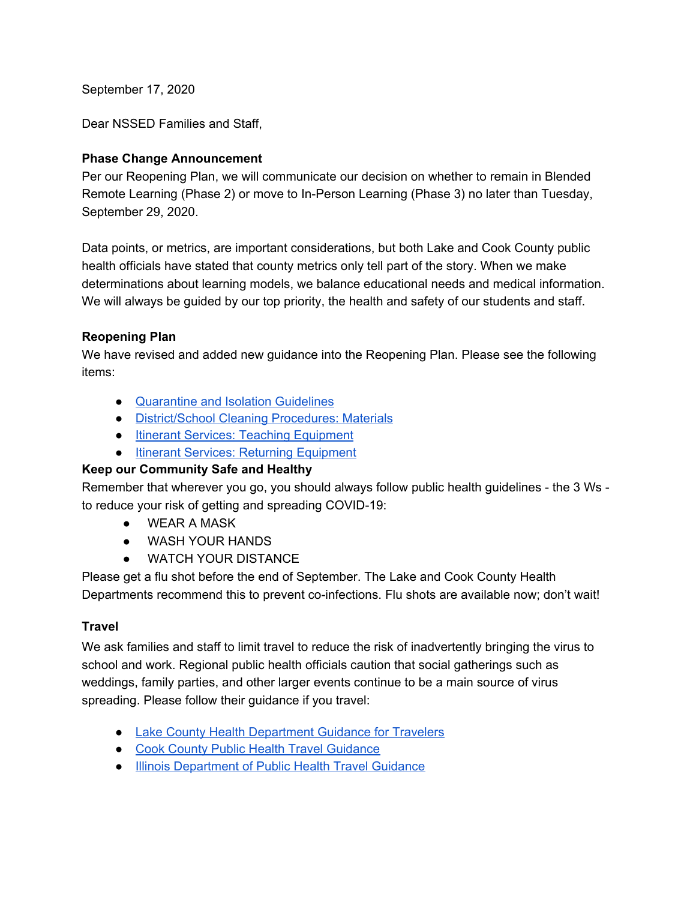September 17, 2020

Dear NSSED Families and Staff,

**Phase Change Announcement**

Per our Reopening Plan, we will communicate our decision on whether to remain in Blended Remote Learning (Phase 2) or move to In-Person Learning (Phase 3) no later than Tuesday, September 29, 2020.

Data points, or metrics, are important considerations, but both Lake and Cook County public health officials have stated that county metrics only tell part of the story. When we make determinations about learning models, we balance educational needs and medical information. We will always be guided by our top priority, the health and safety of our students and staff.

**Reopening Plan**

We have revised and added new guidance into the Reopening Plan. Please see the following items:

- Quarantine and Isolation Guidelines
- District/School Cleaning Procedures: Materials
- Itinerant Services: Teaching Equipment
- Itinerant Services: Returning Equipment

**Keep our Community Safe and Healthy**

Remember that wherever you go, you should always follow public health guidelines - the 3 Ws - to reduce your risk of getting and spreading COVID-19:

- WEAR A MASK
- WASH YOUR HANDS
- WATCH YOUR DISTANCE

Please get a flu shot before the end of September. The Lake and Cook County Health Departments recommend this to prevent co-infections. Flu shots are available now; don't wait!

**Travel**

We ask families and staff to limit travel to reduce the risk of inadvertently bringing the virus to school and work. Regional public health officials caution that social gatherings such as weddings, family parties, and other larger events continue to be a main source of virus spreading. Please follow their guidance if you travel:

- Lake County Health Department Guidance for Travelers
- Cook County Public Health Travel Guidance
- Illinois Department of Public Health Travel Guidance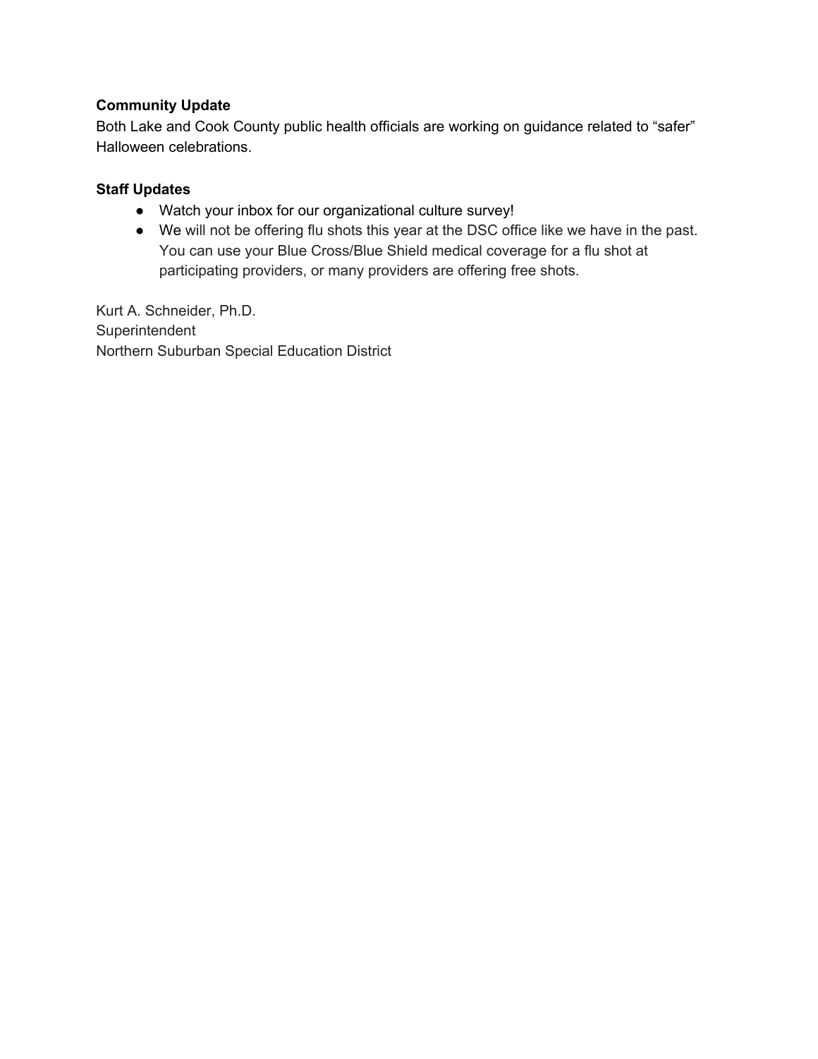**Community Update**

Both Lake and Cook County public health officials are working on guidance related to “safer” Halloween celebrations.

**Staff Updates**

- Watch your inbox for our organizational culture survey!
- We will not be offering flu shots this year at the DSC office like we have in the past. You can use your Blue Cross/Blue Shield medical coverage for a flu shot at participating providers, or many providers are offering free shots.

Kurt A. Schneider, Ph.D.
Superintendent
Northern Suburban Special Education District